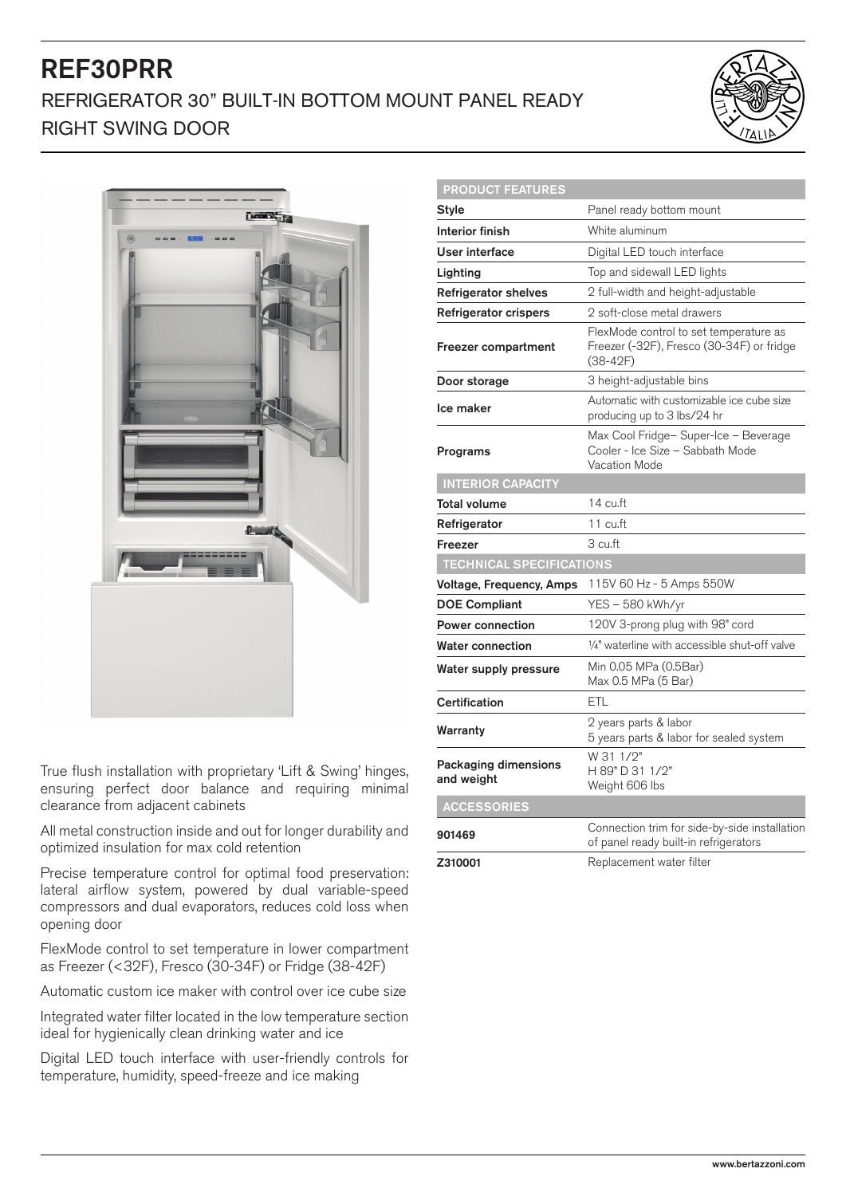# REF30PRR

## REFRIGERATOR 30” BUILT-IN BOTTOM MOUNT PANEL READY RIGHT SWING DOOR

True flush installation with proprietary ‘Lift & Swing’ hinges, ensuring perfect door balance and requiring minimal clearance from adjacent cabinets

All metal construction inside and out for longer durability and optimized insulation for max cold retention

Precise temperature control for optimal food preservation: lateral airflow system, powered by dual variable-speed compressors and dual evaporators, reduces cold loss when opening door

FlexMode control to set temperature in lower compartment as Freezer (<32F), Fresco (30-34F) or Fridge (38-42F)

Automatic custom ice maker with control over ice cube size

Integrated water filter located in the low temperature section ideal for hygienically clean drinking water and ice

Digital LED touch interface with user-friendly controls for temperature, humidity, speed-freeze and ice making

| PRODUCT FEATURES | |
|---|---|
| **Style** | Panel ready bottom mount |
| **Interior finish** | White aluminum |
| **User interface** | Digital LED touch interface |
| **Lighting** | Top and sidewall LED lights |
| **Refrigerator shelves** | 2 full-width and height-adjustable |
| **Refrigerator crispers** | 2 soft-close metal drawers |
| **Freezer compartment** | FlexMode control to set temperature as Freezer (-32F), Fresco (30-34F) or fridge (38-42F) |
| **Door storage** | 3 height-adjustable bins |
| **Ice maker** | Automatic with customizable ice cube size producing up to 3 lbs/24 hr |
| **Programs** | Max Cool Fridge– Super-Ice – Beverage Cooler - Ice Size – Sabbath Mode Vacation Mode |
| **INTERIOR CAPACITY** | |
| **Total volume** | 14 cu.ft |
| **Refrigerator** | 11 cu.ft |
| **Freezer** | 3 cu.ft |
| **TECHNICAL SPECIFICATIONS** | |
| **Voltage, Frequency, Amps** | 115V 60 Hz - 5 Amps 550W |
| **DOE Compliant** | YES – 580 kWh/yr |
| **Power connection** | 120V 3-prong plug with 98” cord |
| **Water connection** | ¼” waterline with accessible shut-off valve |
| **Water supply pressure** | Min 0.05 MPa (0.5Bar) Max 0.5 MPa (5 Bar) |
| **Certification** | ETL |
| **Warranty** | 2 years parts & labor 5 years parts & labor for sealed system |
| **Packaging dimensions and weight** | W 31 1/2” H 89” D 31 1/2” Weight 606 lbs |
| **ACCESSORIES** | |
| **901469** | Connection trim for side-by-side installation of panel ready built-in refrigerators |
| **Z310001** | Replacement water filter |

www.bertazzoni.com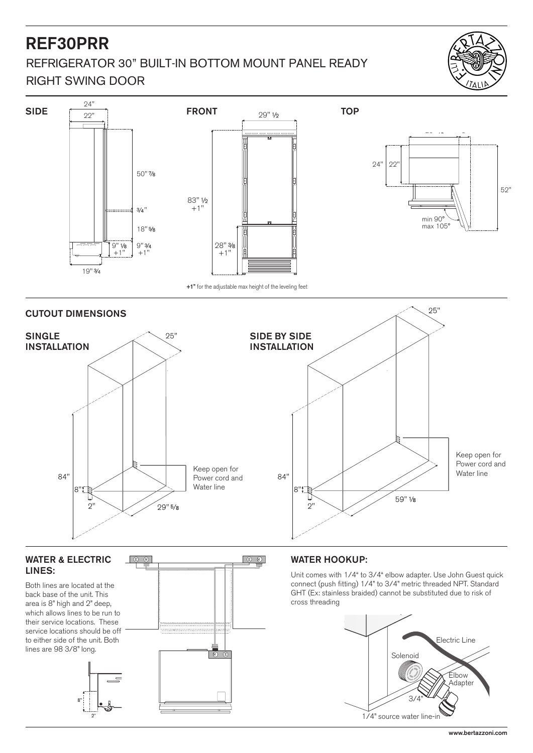# REF30PRR

REFRIGERATOR 30" BUILT-IN BOTTOM MOUNT PANEL READY
RIGHT SWING DOOR

**SIDE**

24"
22"
50" 7/8
3/4"
18" 5/8
9" 1/8
+1"
9" 3/4
+1"
19" 3/4

**FRONT**

29" 1/2
83" 1/2
+1"
28" 3/8
+1"

**+1"** for the adjustable max height of the leveling feet

**TOP**

24"
22"
52"
min 90°
max 105°

## CUTOUT DIMENSIONS

### SINGLE INSTALLATION

25"
84"
8"
2"
29" 5/8
Keep open for Power cord and Water line

### SIDE BY SIDE INSTALLATION

25"
84"
8"
2"
59" 1/8
Keep open for Power cord and Water line

### WATER & ELECTRIC LINES:

Both lines are located at the back base of the unit. This area is 8" high and 2" deep, which allows lines to be run to their service locations. These service locations should be off to either side of the unit. Both lines are 98 3/8" long.

8"
2"

### WATER HOOKUP:

Unit comes with 1/4" to 3/4" elbow adapter. Use John Guest quick connect (push fitting) 1/4" to 3/4" metric threaded NPT. Standard GHT (Ex: stainless braided) cannot be substituted due to risk of cross threading

Electric Line
Solenoid
Elbow Adapter
3/4"
1/4" source water line-in

www.bertazzoni.com